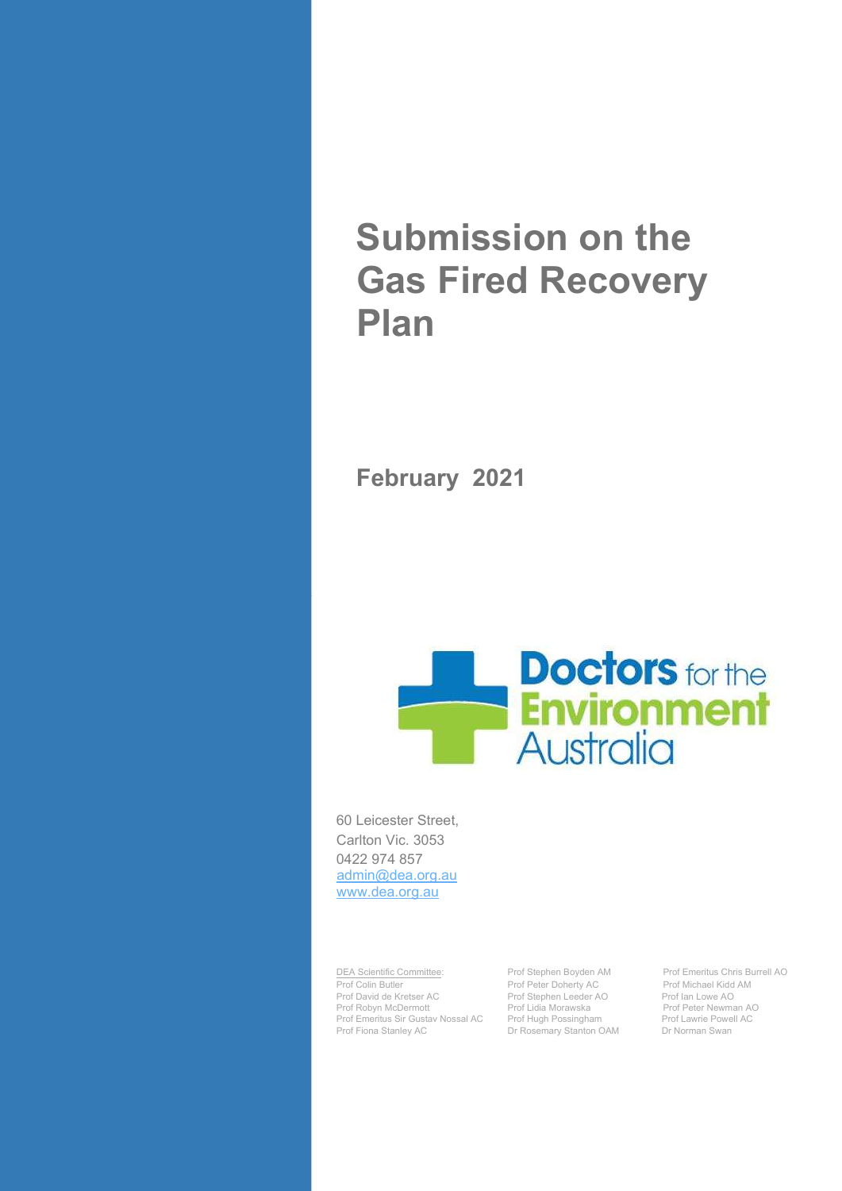# Submission on the Gas Fired Recovery Plan

## February 2021

Doctors for the Environment Australia

60 Leicester Street,
Carlton Vic. 3053
0422 974 857
admin@dea.org.au
www.dea.org.au

DEA Scientific Committee:
Prof Colin Butler
Prof David de Kretser AC
Prof Robyn McDermott
Prof Emeritus Sir Gustav Nossal AC
Prof Fiona Stanley AC
Prof Stephen Boyden AM
Prof Peter Doherty AC
Prof Stephen Leeder AO
Prof Lidia Morawska
Prof Hugh Possingham
Dr Rosemary Stanton OAM
Prof Emeritus Chris Burrell AO
Prof Michael Kidd AM
Prof Ian Lowe AO
Prof Peter Newman AO
Prof Lawrie Powell AC
Dr Norman Swan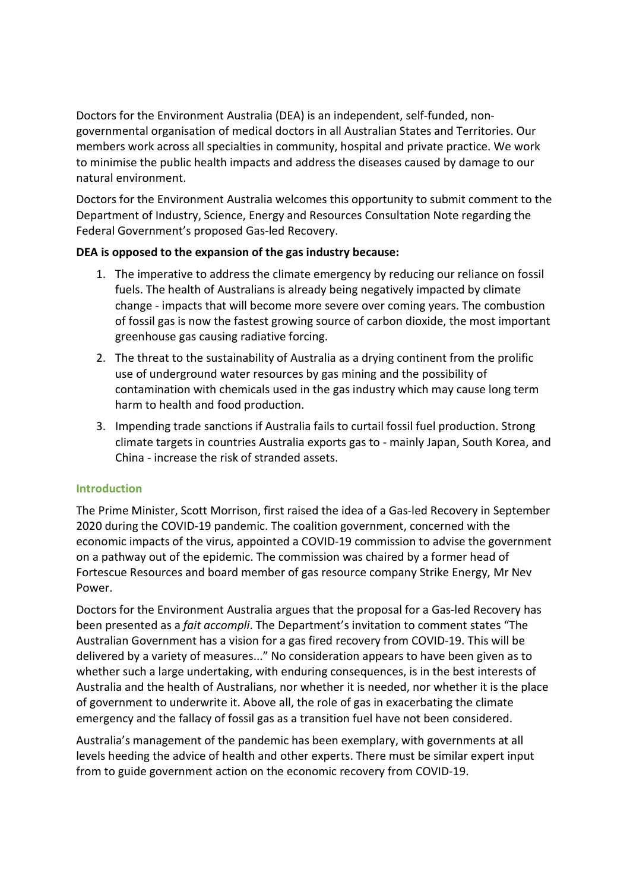Doctors for the Environment Australia (DEA) is an independent, self-funded, non-governmental organisation of medical doctors in all Australian States and Territories. Our members work across all specialties in community, hospital and private practice. We work to minimise the public health impacts and address the diseases caused by damage to our natural environment.

Doctors for the Environment Australia welcomes this opportunity to submit comment to the Department of Industry, Science, Energy and Resources Consultation Note regarding the Federal Government's proposed Gas-led Recovery.

**DEA is opposed to the expansion of the gas industry because:**

1. The imperative to address the climate emergency by reducing our reliance on fossil fuels. The health of Australians is already being negatively impacted by climate change - impacts that will become more severe over coming years. The combustion of fossil gas is now the fastest growing source of carbon dioxide, the most important greenhouse gas causing radiative forcing.
2. The threat to the sustainability of Australia as a drying continent from the prolific use of underground water resources by gas mining and the possibility of contamination with chemicals used in the gas industry which may cause long term harm to health and food production.
3. Impending trade sanctions if Australia fails to curtail fossil fuel production. Strong climate targets in countries Australia exports gas to - mainly Japan, South Korea, and China - increase the risk of stranded assets.

## Introduction

The Prime Minister, Scott Morrison, first raised the idea of a Gas-led Recovery in September 2020 during the COVID-19 pandemic. The coalition government, concerned with the economic impacts of the virus, appointed a COVID-19 commission to advise the government on a pathway out of the epidemic. The commission was chaired by a former head of Fortescue Resources and board member of gas resource company Strike Energy, Mr Nev Power.

Doctors for the Environment Australia argues that the proposal for a Gas-led Recovery has been presented as a *fait accompli*. The Department's invitation to comment states "The Australian Government has a vision for a gas fired recovery from COVID-19. This will be delivered by a variety of measures..." No consideration appears to have been given as to whether such a large undertaking, with enduring consequences, is in the best interests of Australia and the health of Australians, nor whether it is needed, nor whether it is the place of government to underwrite it. Above all, the role of gas in exacerbating the climate emergency and the fallacy of fossil gas as a transition fuel have not been considered.

Australia's management of the pandemic has been exemplary, with governments at all levels heeding the advice of health and other experts. There must be similar expert input from to guide government action on the economic recovery from COVID-19.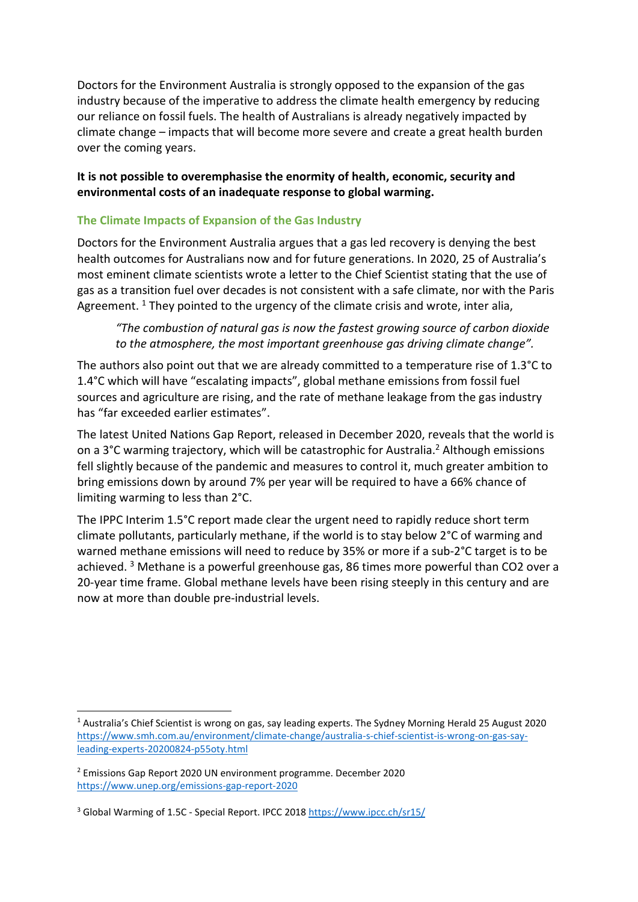Doctors for the Environment Australia is strongly opposed to the expansion of the gas industry because of the imperative to address the climate health emergency by reducing our reliance on fossil fuels. The health of Australians is already negatively impacted by climate change – impacts that will become more severe and create a great health burden over the coming years.

**It is not possible to overemphasise the enormity of health, economic, security and environmental costs of an inadequate response to global warming.**

### The Climate Impacts of Expansion of the Gas Industry

Doctors for the Environment Australia argues that a gas led recovery is denying the best health outcomes for Australians now and for future generations. In 2020, 25 of Australia's most eminent climate scientists wrote a letter to the Chief Scientist stating that the use of gas as a transition fuel over decades is not consistent with a safe climate, nor with the Paris Agreement. [1] They pointed to the urgency of the climate crisis and wrote, inter alia,

> *"The combustion of natural gas is now the fastest growing source of carbon dioxide to the atmosphere, the most important greenhouse gas driving climate change".*

The authors also point out that we are already committed to a temperature rise of 1.3°C to 1.4°C which will have "escalating impacts", global methane emissions from fossil fuel sources and agriculture are rising, and the rate of methane leakage from the gas industry has "far exceeded earlier estimates".

The latest United Nations Gap Report, released in December 2020, reveals that the world is on a 3°C warming trajectory, which will be catastrophic for Australia.[2] Although emissions fell slightly because of the pandemic and measures to control it, much greater ambition to bring emissions down by around 7% per year will be required to have a 66% chance of limiting warming to less than 2°C.

The IPPC Interim 1.5°C report made clear the urgent need to rapidly reduce short term climate pollutants, particularly methane, if the world is to stay below 2°C of warming and warned methane emissions will need to reduce by 35% or more if a sub-2°C target is to be achieved. [3] Methane is a powerful greenhouse gas, 86 times more powerful than CO2 over a 20-year time frame. Global methane levels have been rising steeply in this century and are now at more than double pre-industrial levels.

---

[1] Australia's Chief Scientist is wrong on gas, say leading experts. The Sydney Morning Herald 25 August 2020 https://www.smh.com.au/environment/climate-change/australia-s-chief-scientist-is-wrong-on-gas-say-leading-experts-20200824-p55oty.html

[2] Emissions Gap Report 2020 UN environment programme. December 2020 https://www.unep.org/emissions-gap-report-2020

[3] Global Warming of 1.5C - Special Report. IPCC 2018 https://www.ipcc.ch/sr15/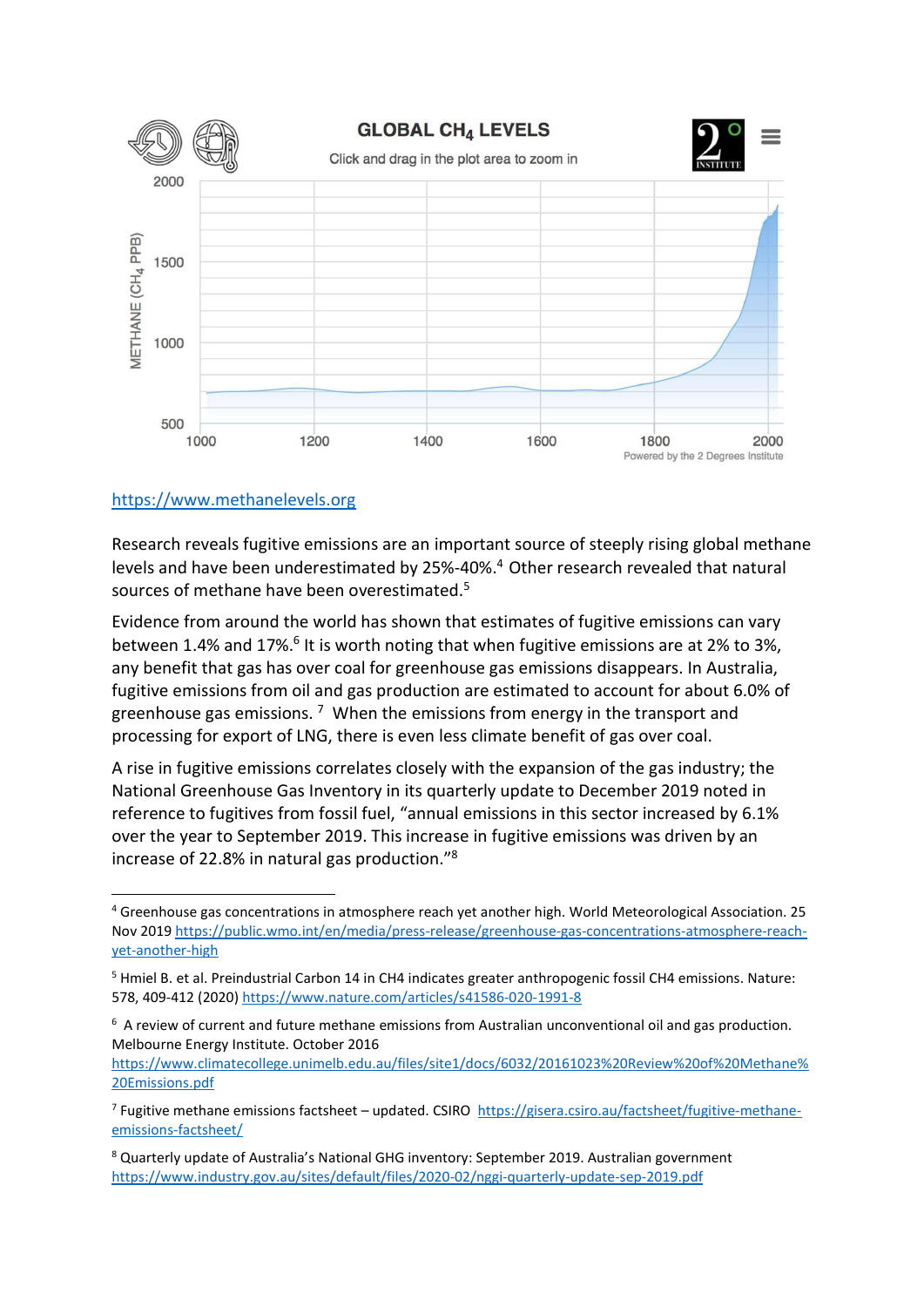https://www.methanelevels.org

Research reveals fugitive emissions are an important source of steeply rising global methane levels and have been underestimated by 25%-40%.[4] Other research revealed that natural sources of methane have been overestimated.[5]

Evidence from around the world has shown that estimates of fugitive emissions can vary between 1.4% and 17%.[6] It is worth noting that when fugitive emissions are at 2% to 3%, any benefit that gas has over coal for greenhouse gas emissions disappears. In Australia, fugitive emissions from oil and gas production are estimated to account for about 6.0% of greenhouse gas emissions.[7] When the emissions from energy in the transport and processing for export of LNG, there is even less climate benefit of gas over coal.

A rise in fugitive emissions correlates closely with the expansion of the gas industry; the National Greenhouse Gas Inventory in its quarterly update to December 2019 noted in reference to fugitives from fossil fuel, "annual emissions in this sector increased by 6.1% over the year to September 2019. This increase in fugitive emissions was driven by an increase of 22.8% in natural gas production."[8]

---

[4] Greenhouse gas concentrations in atmosphere reach yet another high. World Meteorological Association. 25 Nov 2019 https://public.wmo.int/en/media/press-release/greenhouse-gas-concentrations-atmosphere-reach-yet-another-high

[5] Hmiel B. et al. Preindustrial Carbon 14 in CH4 indicates greater anthropogenic fossil CH4 emissions. Nature: 578, 409-412 (2020) https://www.nature.com/articles/s41586-020-1991-8

[6] A review of current and future methane emissions from Australian unconventional oil and gas production. Melbourne Energy Institute. October 2016 https://www.climatecollege.unimelb.edu.au/files/site1/docs/6032/20161023%20Review%20of%20Methane%20Emissions.pdf

[7] Fugitive methane emissions factsheet – updated. CSIRO https://gisera.csiro.au/factsheet/fugitive-methane-emissions-factsheet/

[8] Quarterly update of Australia's National GHG inventory: September 2019. Australian government https://www.industry.gov.au/sites/default/files/2020-02/nggi-quarterly-update-sep-2019.pdf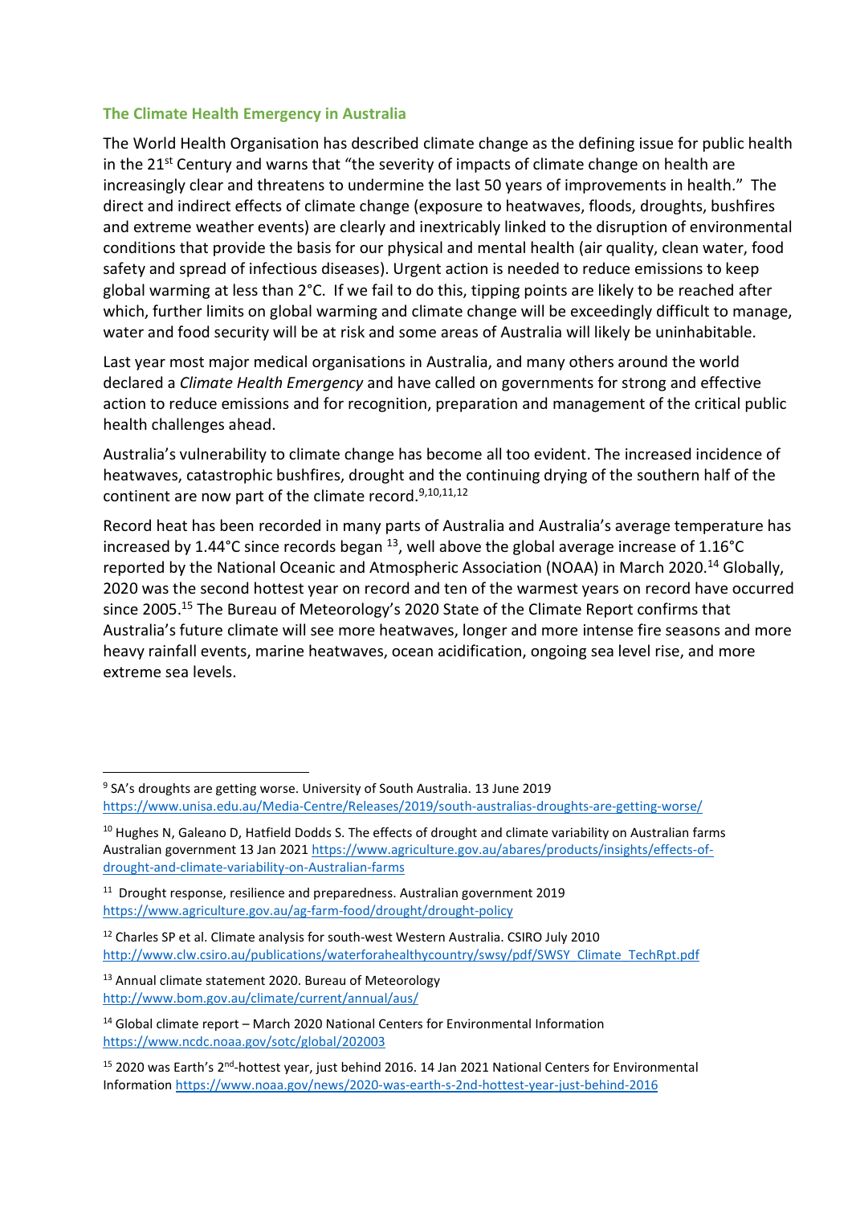## The Climate Health Emergency in Australia

The World Health Organisation has described climate change as the defining issue for public health in the 21st Century and warns that "the severity of impacts of climate change on health are increasingly clear and threatens to undermine the last 50 years of improvements in health." The direct and indirect effects of climate change (exposure to heatwaves, floods, droughts, bushfires and extreme weather events) are clearly and inextricably linked to the disruption of environmental conditions that provide the basis for our physical and mental health (air quality, clean water, food safety and spread of infectious diseases). Urgent action is needed to reduce emissions to keep global warming at less than 2°C. If we fail to do this, tipping points are likely to be reached after which, further limits on global warming and climate change will be exceedingly difficult to manage, water and food security will be at risk and some areas of Australia will likely be uninhabitable.

Last year most major medical organisations in Australia, and many others around the world declared a *Climate Health Emergency* and have called on governments for strong and effective action to reduce emissions and for recognition, preparation and management of the critical public health challenges ahead.

Australia's vulnerability to climate change has become all too evident. The increased incidence of heatwaves, catastrophic bushfires, drought and the continuing drying of the southern half of the continent are now part of the climate record.[9,10,11,12]

Record heat has been recorded in many parts of Australia and Australia's average temperature has increased by 1.44°C since records began [13], well above the global average increase of 1.16°C reported by the National Oceanic and Atmospheric Association (NOAA) in March 2020.[14] Globally, 2020 was the second hottest year on record and ten of the warmest years on record have occurred since 2005.[15] The Bureau of Meteorology's 2020 State of the Climate Report confirms that Australia's future climate will see more heatwaves, longer and more intense fire seasons and more heavy rainfall events, marine heatwaves, ocean acidification, ongoing sea level rise, and more extreme sea levels.

---

[9] SA's droughts are getting worse. University of South Australia. 13 June 2019 https://www.unisa.edu.au/Media-Centre/Releases/2019/south-australias-droughts-are-getting-worse/

[10] Hughes N, Galeano D, Hatfield Dodds S. The effects of drought and climate variability on Australian farms Australian government 13 Jan 2021 https://www.agriculture.gov.au/abares/products/insights/effects-of-drought-and-climate-variability-on-Australian-farms

[11] Drought response, resilience and preparedness. Australian government 2019 https://www.agriculture.gov.au/ag-farm-food/drought/drought-policy

[12] Charles SP et al. Climate analysis for south-west Western Australia. CSIRO July 2010 http://www.clw.csiro.au/publications/waterforahealthycountry/swsy/pdf/SWSY_Climate_TechRpt.pdf

[13] Annual climate statement 2020. Bureau of Meteorology http://www.bom.gov.au/climate/current/annual/aus/

[14] Global climate report – March 2020 National Centers for Environmental Information https://www.ncdc.noaa.gov/sotc/global/202003

[15] 2020 was Earth's 2nd-hottest year, just behind 2016. 14 Jan 2021 National Centers for Environmental Information https://www.noaa.gov/news/2020-was-earth-s-2nd-hottest-year-just-behind-2016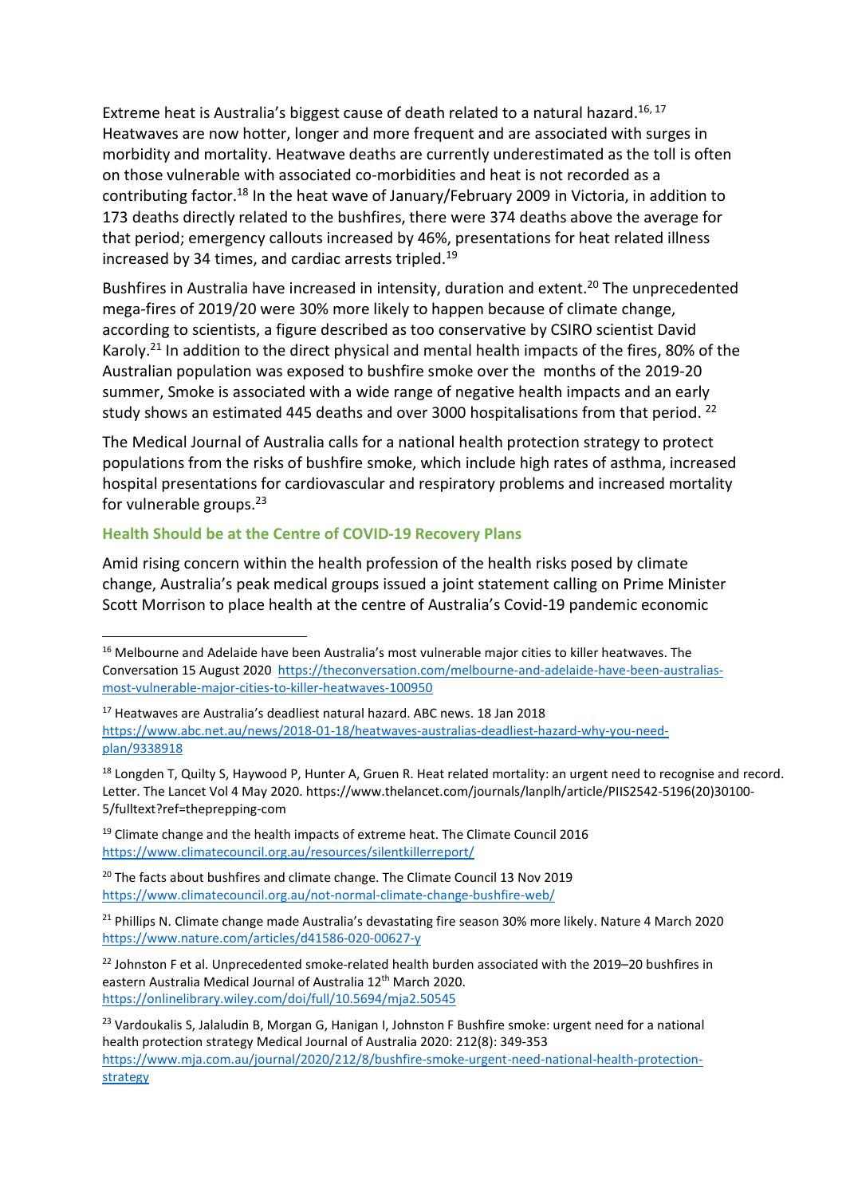Extreme heat is Australia's biggest cause of death related to a natural hazard.[16, 17] Heatwaves are now hotter, longer and more frequent and are associated with surges in morbidity and mortality. Heatwave deaths are currently underestimated as the toll is often on those vulnerable with associated co-morbidities and heat is not recorded as a contributing factor.[18] In the heat wave of January/February 2009 in Victoria, in addition to 173 deaths directly related to the bushfires, there were 374 deaths above the average for that period; emergency callouts increased by 46%, presentations for heat related illness increased by 34 times, and cardiac arrests tripled.[19]

Bushfires in Australia have increased in intensity, duration and extent.[20] The unprecedented mega-fires of 2019/20 were 30% more likely to happen because of climate change, according to scientists, a figure described as too conservative by CSIRO scientist David Karoly.[21] In addition to the direct physical and mental health impacts of the fires, 80% of the Australian population was exposed to bushfire smoke over the months of the 2019-20 summer, Smoke is associated with a wide range of negative health impacts and an early study shows an estimated 445 deaths and over 3000 hospitalisations from that period.[22]

The Medical Journal of Australia calls for a national health protection strategy to protect populations from the risks of bushfire smoke, which include high rates of asthma, increased hospital presentations for cardiovascular and respiratory problems and increased mortality for vulnerable groups.[23]

### Health Should be at the Centre of COVID-19 Recovery Plans

Amid rising concern within the health profession of the health risks posed by climate change, Australia's peak medical groups issued a joint statement calling on Prime Minister Scott Morrison to place health at the centre of Australia's Covid-19 pandemic economic

---

[16] Melbourne and Adelaide have been Australia's most vulnerable major cities to killer heatwaves. The Conversation 15 August 2020 https://theconversation.com/melbourne-and-adelaide-have-been-australias-most-vulnerable-major-cities-to-killer-heatwaves-100950

[17] Heatwaves are Australia's deadliest natural hazard. ABC news. 18 Jan 2018 https://www.abc.net.au/news/2018-01-18/heatwaves-australias-deadliest-hazard-why-you-need-plan/9338918

[18] Longden T, Quilty S, Haywood P, Hunter A, Gruen R. Heat related mortality: an urgent need to recognise and record. Letter. The Lancet Vol 4 May 2020. https://www.thelancet.com/journals/lanplh/article/PIIS2542-5196(20)30100-5/fulltext?ref=theprepping-com

[19] Climate change and the health impacts of extreme heat. The Climate Council 2016 https://www.climatecouncil.org.au/resources/silentkillerreport/

[20] The facts about bushfires and climate change. The Climate Council 13 Nov 2019 https://www.climatecouncil.org.au/not-normal-climate-change-bushfire-web/

[21] Phillips N. Climate change made Australia's devastating fire season 30% more likely. Nature 4 March 2020 https://www.nature.com/articles/d41586-020-00627-y

[22] Johnston F et al. Unprecedented smoke-related health burden associated with the 2019–20 bushfires in eastern Australia Medical Journal of Australia 12th March 2020. https://onlinelibrary.wiley.com/doi/full/10.5694/mja2.50545

[23] Vardoukalis S, Jalaludin B, Morgan G, Hanigan I, Johnston F Bushfire smoke: urgent need for a national health protection strategy Medical Journal of Australia 2020: 212(8): 349-353 https://www.mja.com.au/journal/2020/212/8/bushfire-smoke-urgent-need-national-health-protection-strategy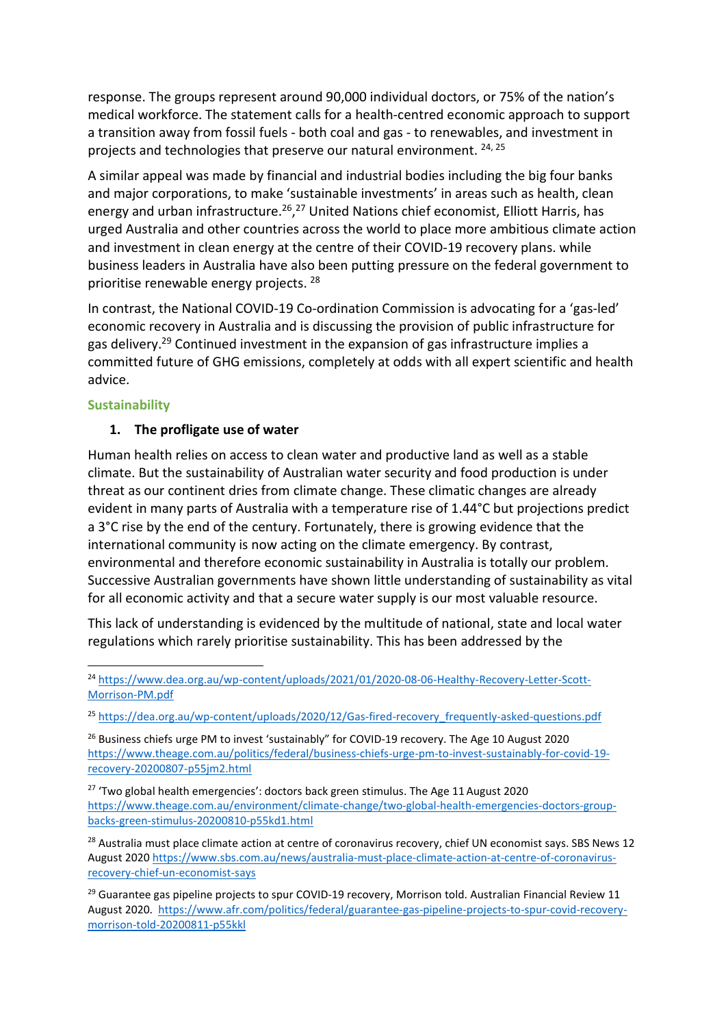response. The groups represent around 90,000 individual doctors, or 75% of the nation's medical workforce. The statement calls for a health-centred economic approach to support a transition away from fossil fuels - both coal and gas - to renewables, and investment in projects and technologies that preserve our natural environment. [24, 25]

A similar appeal was made by financial and industrial bodies including the big four banks and major corporations, to make 'sustainable investments' in areas such as health, clean energy and urban infrastructure.[26],[27] United Nations chief economist, Elliott Harris, has urged Australia and other countries across the world to place more ambitious climate action and investment in clean energy at the centre of their COVID-19 recovery plans. while business leaders in Australia have also been putting pressure on the federal government to prioritise renewable energy projects. [28]

In contrast, the National COVID-19 Co-ordination Commission is advocating for a 'gas-led' economic recovery in Australia and is discussing the provision of public infrastructure for gas delivery.[29] Continued investment in the expansion of gas infrastructure implies a committed future of GHG emissions, completely at odds with all expert scientific and health advice.

### Sustainability

**1. The profligate use of water**

Human health relies on access to clean water and productive land as well as a stable climate. But the sustainability of Australian water security and food production is under threat as our continent dries from climate change. These climatic changes are already evident in many parts of Australia with a temperature rise of 1.44°C but projections predict a 3°C rise by the end of the century. Fortunately, there is growing evidence that the international community is now acting on the climate emergency. By contrast, environmental and therefore economic sustainability in Australia is totally our problem. Successive Australian governments have shown little understanding of sustainability as vital for all economic activity and that a secure water supply is our most valuable resource.

This lack of understanding is evidenced by the multitude of national, state and local water regulations which rarely prioritise sustainability. This has been addressed by the

---

[24] https://www.dea.org.au/wp-content/uploads/2021/01/2020-08-06-Healthy-Recovery-Letter-Scott-Morrison-PM.pdf

[25] https://dea.org.au/wp-content/uploads/2020/12/Gas-fired-recovery_frequently-asked-questions.pdf

[26] Business chiefs urge PM to invest 'sustainably" for COVID-19 recovery. The Age 10 August 2020 https://www.theage.com.au/politics/federal/business-chiefs-urge-pm-to-invest-sustainably-for-covid-19-recovery-20200807-p55jm2.html

[27] 'Two global health emergencies': doctors back green stimulus. The Age 11 August 2020 https://www.theage.com.au/environment/climate-change/two-global-health-emergencies-doctors-group-backs-green-stimulus-20200810-p55kd1.html

[28] Australia must place climate action at centre of coronavirus recovery, chief UN economist says. SBS News 12 August 2020 https://www.sbs.com.au/news/australia-must-place-climate-action-at-centre-of-coronavirus-recovery-chief-un-economist-says

[29] Guarantee gas pipeline projects to spur COVID-19 recovery, Morrison told. Australian Financial Review 11 August 2020. https://www.afr.com/politics/federal/guarantee-gas-pipeline-projects-to-spur-covid-recovery-morrison-told-20200811-p55kkl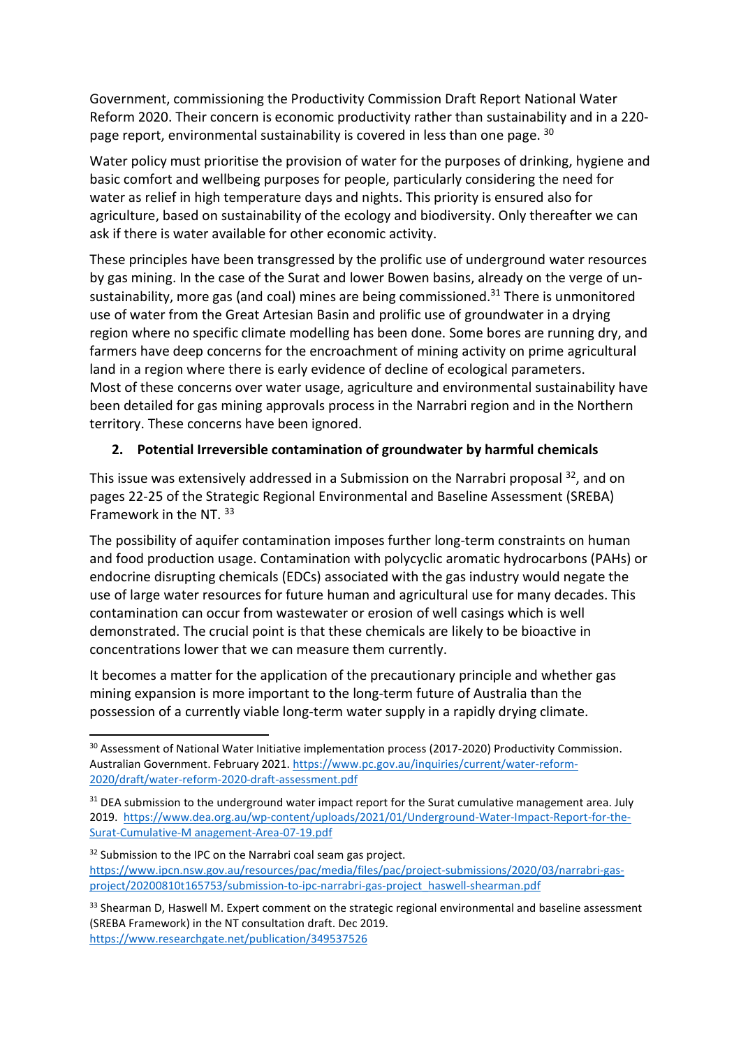Government, commissioning the Productivity Commission Draft Report National Water Reform 2020. Their concern is economic productivity rather than sustainability and in a 220-page report, environmental sustainability is covered in less than one page. [30]

Water policy must prioritise the provision of water for the purposes of drinking, hygiene and basic comfort and wellbeing purposes for people, particularly considering the need for water as relief in high temperature days and nights. This priority is ensured also for agriculture, based on sustainability of the ecology and biodiversity. Only thereafter we can ask if there is water available for other economic activity.

These principles have been transgressed by the prolific use of underground water resources by gas mining. In the case of the Surat and lower Bowen basins, already on the verge of un-sustainability, more gas (and coal) mines are being commissioned.[31] There is unmonitored use of water from the Great Artesian Basin and prolific use of groundwater in a drying region where no specific climate modelling has been done. Some bores are running dry, and farmers have deep concerns for the encroachment of mining activity on prime agricultural land in a region where there is early evidence of decline of ecological parameters.
Most of these concerns over water usage, agriculture and environmental sustainability have been detailed for gas mining approvals process in the Narrabri region and in the Northern territory. These concerns have been ignored.

**2. Potential Irreversible contamination of groundwater by harmful chemicals**

This issue was extensively addressed in a Submission on the Narrabri proposal [32], and on pages 22-25 of the Strategic Regional Environmental and Baseline Assessment (SREBA) Framework in the NT. [33]

The possibility of aquifer contamination imposes further long-term constraints on human and food production usage. Contamination with polycyclic aromatic hydrocarbons (PAHs) or endocrine disrupting chemicals (EDCs) associated with the gas industry would negate the use of large water resources for future human and agricultural use for many decades. This contamination can occur from wastewater or erosion of well casings which is well demonstrated. The crucial point is that these chemicals are likely to be bioactive in concentrations lower that we can measure them currently.

It becomes a matter for the application of the precautionary principle and whether gas mining expansion is more important to the long-term future of Australia than the possession of a currently viable long-term water supply in a rapidly drying climate.

---

[30] Assessment of National Water Initiative implementation process (2017-2020) Productivity Commission. Australian Government. February 2021. https://www.pc.gov.au/inquiries/current/water-reform-2020/draft/water-reform-2020-draft-assessment.pdf

[31] DEA submission to the underground water impact report for the Surat cumulative management area. July 2019. https://www.dea.org.au/wp-content/uploads/2021/01/Underground-Water-Impact-Report-for-the-Surat-Cumulative-M anagement-Area-07-19.pdf

[32] Submission to the IPC on the Narrabri coal seam gas project. https://www.ipcn.nsw.gov.au/resources/pac/media/files/pac/project-submissions/2020/03/narrabri-gas-project/20200810t165753/submission-to-ipc-narrabri-gas-project_haswell-shearman.pdf

[33] Shearman D, Haswell M. Expert comment on the strategic regional environmental and baseline assessment (SREBA Framework) in the NT consultation draft. Dec 2019. https://www.researchgate.net/publication/349537526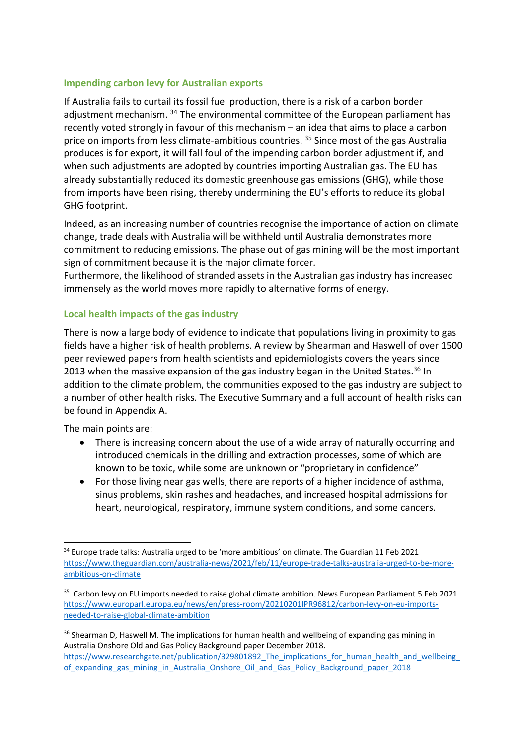### Impending carbon levy for Australian exports

If Australia fails to curtail its fossil fuel production, there is a risk of a carbon border adjustment mechanism. [34] The environmental committee of the European parliament has recently voted strongly in favour of this mechanism – an idea that aims to place a carbon price on imports from less climate-ambitious countries. [35] Since most of the gas Australia produces is for export, it will fall foul of the impending carbon border adjustment if, and when such adjustments are adopted by countries importing Australian gas. The EU has already substantially reduced its domestic greenhouse gas emissions (GHG), while those from imports have been rising, thereby undermining the EU's efforts to reduce its global GHG footprint.

Indeed, as an increasing number of countries recognise the importance of action on climate change, trade deals with Australia will be withheld until Australia demonstrates more commitment to reducing emissions. The phase out of gas mining will be the most important sign of commitment because it is the major climate forcer.
Furthermore, the likelihood of stranded assets in the Australian gas industry has increased immensely as the world moves more rapidly to alternative forms of energy.

### Local health impacts of the gas industry

There is now a large body of evidence to indicate that populations living in proximity to gas fields have a higher risk of health problems. A review by Shearman and Haswell of over 1500 peer reviewed papers from health scientists and epidemiologists covers the years since 2013 when the massive expansion of the gas industry began in the United States.[36] In addition to the climate problem, the communities exposed to the gas industry are subject to a number of other health risks. The Executive Summary and a full account of health risks can be found in Appendix A.

The main points are:

- There is increasing concern about the use of a wide array of naturally occurring and introduced chemicals in the drilling and extraction processes, some of which are known to be toxic, while some are unknown or "proprietary in confidence"
- For those living near gas wells, there are reports of a higher incidence of asthma, sinus problems, skin rashes and headaches, and increased hospital admissions for heart, neurological, respiratory, immune system conditions, and some cancers.

---

[34] Europe trade talks: Australia urged to be 'more ambitious' on climate. The Guardian 11 Feb 2021 https://www.theguardian.com/australia-news/2021/feb/11/europe-trade-talks-australia-urged-to-be-more-ambitious-on-climate

[35] Carbon levy on EU imports needed to raise global climate ambition. News European Parliament 5 Feb 2021 https://www.europarl.europa.eu/news/en/press-room/20210201IPR96812/carbon-levy-on-eu-imports-needed-to-raise-global-climate-ambition

[36] Shearman D, Haswell M. The implications for human health and wellbeing of expanding gas mining in Australia Onshore Old and Gas Policy Background paper December 2018. https://www.researchgate.net/publication/329801892_The_implications_for_human_health_and_wellbeing_of_expanding_gas_mining_in_Australia_Onshore_Oil_and_Gas_Policy_Background_paper_2018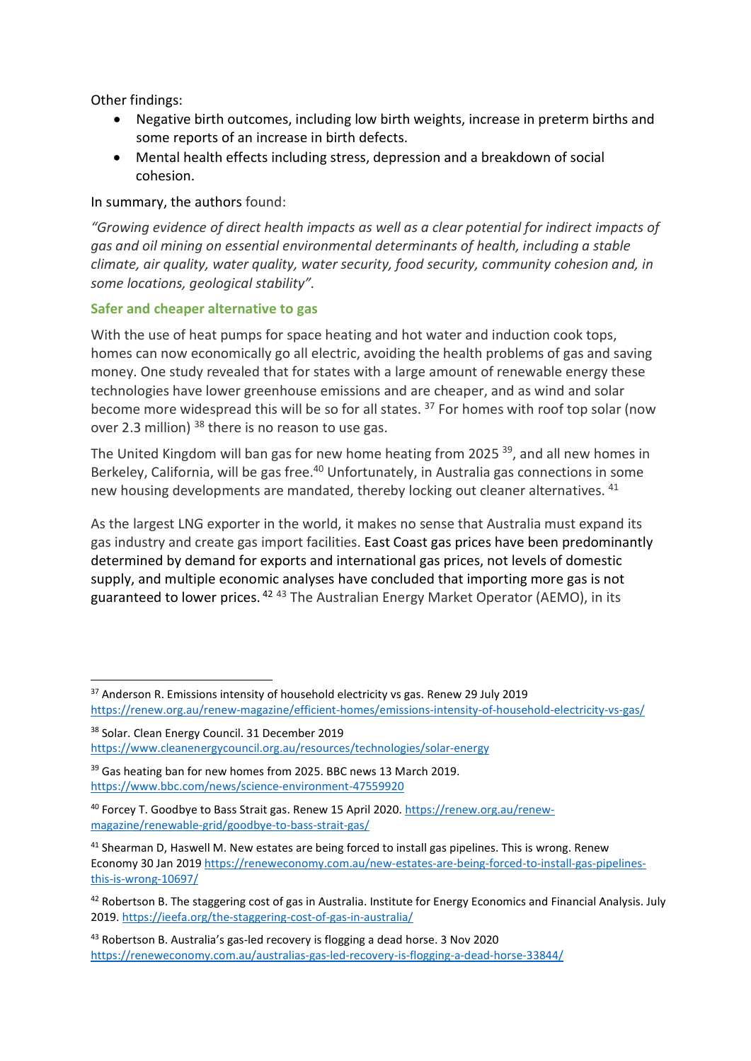Other findings:

- Negative birth outcomes, including low birth weights, increase in preterm births and some reports of an increase in birth defects.
- Mental health effects including stress, depression and a breakdown of social cohesion.

In summary, the authors found:

*"Growing evidence of direct health impacts as well as a clear potential for indirect impacts of gas and oil mining on essential environmental determinants of health, including a stable climate, air quality, water quality, water security, food security, community cohesion and, in some locations, geological stability".*

### Safer and cheaper alternative to gas

With the use of heat pumps for space heating and hot water and induction cook tops, homes can now economically go all electric, avoiding the health problems of gas and saving money. One study revealed that for states with a large amount of renewable energy these technologies have lower greenhouse emissions and are cheaper, and as wind and solar become more widespread this will be so for all states. [37] For homes with roof top solar (now over 2.3 million) [38] there is no reason to use gas.

The United Kingdom will ban gas for new home heating from 2025 [39], and all new homes in Berkeley, California, will be gas free.[40] Unfortunately, in Australia gas connections in some new housing developments are mandated, thereby locking out cleaner alternatives. [41]

As the largest LNG exporter in the world, it makes no sense that Australia must expand its gas industry and create gas import facilities. East Coast gas prices have been predominantly determined by demand for exports and international gas prices, not levels of domestic supply, and multiple economic analyses have concluded that importing more gas is not guaranteed to lower prices. [42] [43] The Australian Energy Market Operator (AEMO), in its

---

[37] Anderson R. Emissions intensity of household electricity vs gas. Renew 29 July 2019 https://renew.org.au/renew-magazine/efficient-homes/emissions-intensity-of-household-electricity-vs-gas/

[38] Solar. Clean Energy Council. 31 December 2019 https://www.cleanenergycouncil.org.au/resources/technologies/solar-energy

[39] Gas heating ban for new homes from 2025. BBC news 13 March 2019. https://www.bbc.com/news/science-environment-47559920

[40] Forcey T. Goodbye to Bass Strait gas. Renew 15 April 2020. https://renew.org.au/renew-magazine/renewable-grid/goodbye-to-bass-strait-gas/

[41] Shearman D, Haswell M. New estates are being forced to install gas pipelines. This is wrong. Renew Economy 30 Jan 2019 https://reneweconomy.com.au/new-estates-are-being-forced-to-install-gas-pipelines-this-is-wrong-10697/

[42] Robertson B. The staggering cost of gas in Australia. Institute for Energy Economics and Financial Analysis. July 2019. https://ieefa.org/the-staggering-cost-of-gas-in-australia/

[43] Robertson B. Australia's gas-led recovery is flogging a dead horse. 3 Nov 2020 https://reneweconomy.com.au/australias-gas-led-recovery-is-flogging-a-dead-horse-33844/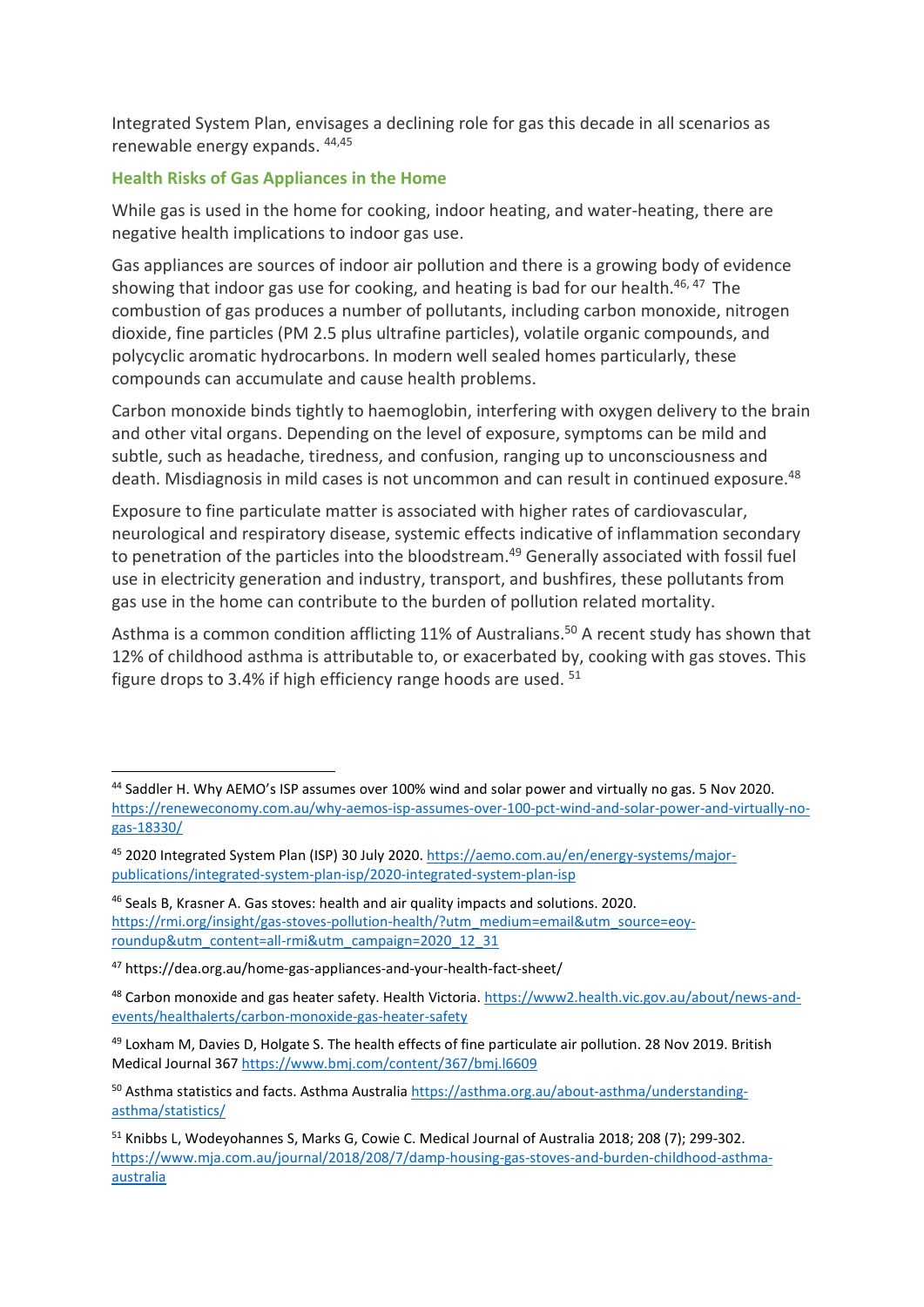Integrated System Plan, envisages a declining role for gas this decade in all scenarios as renewable energy expands. [44,45]

### Health Risks of Gas Appliances in the Home

While gas is used in the home for cooking, indoor heating, and water-heating, there are negative health implications to indoor gas use.

Gas appliances are sources of indoor air pollution and there is a growing body of evidence showing that indoor gas use for cooking, and heating is bad for our health.[46, 47] The combustion of gas produces a number of pollutants, including carbon monoxide, nitrogen dioxide, fine particles (PM 2.5 plus ultrafine particles), volatile organic compounds, and polycyclic aromatic hydrocarbons. In modern well sealed homes particularly, these compounds can accumulate and cause health problems.

Carbon monoxide binds tightly to haemoglobin, interfering with oxygen delivery to the brain and other vital organs. Depending on the level of exposure, symptoms can be mild and subtle, such as headache, tiredness, and confusion, ranging up to unconsciousness and death. Misdiagnosis in mild cases is not uncommon and can result in continued exposure.[48]

Exposure to fine particulate matter is associated with higher rates of cardiovascular, neurological and respiratory disease, systemic effects indicative of inflammation secondary to penetration of the particles into the bloodstream.[49] Generally associated with fossil fuel use in electricity generation and industry, transport, and bushfires, these pollutants from gas use in the home can contribute to the burden of pollution related mortality.

Asthma is a common condition afflicting 11% of Australians.[50] A recent study has shown that 12% of childhood asthma is attributable to, or exacerbated by, cooking with gas stoves. This figure drops to 3.4% if high efficiency range hoods are used. [51]

---

[44] Saddler H. Why AEMO's ISP assumes over 100% wind and solar power and virtually no gas. 5 Nov 2020. https://reneweconomy.com.au/why-aemos-isp-assumes-over-100-pct-wind-and-solar-power-and-virtually-no-gas-18330/

[45] 2020 Integrated System Plan (ISP) 30 July 2020. https://aemo.com.au/en/energy-systems/major-publications/integrated-system-plan-isp/2020-integrated-system-plan-isp

[46] Seals B, Krasner A. Gas stoves: health and air quality impacts and solutions. 2020. https://rmi.org/insight/gas-stoves-pollution-health/?utm_medium=email&utm_source=eoy-roundup&utm_content=all-rmi&utm_campaign=2020_12_31

[47] https://dea.org.au/home-gas-appliances-and-your-health-fact-sheet/

[48] Carbon monoxide and gas heater safety. Health Victoria. https://www2.health.vic.gov.au/about/news-and-events/healthalerts/carbon-monoxide-gas-heater-safety

[49] Loxham M, Davies D, Holgate S. The health effects of fine particulate air pollution. 28 Nov 2019. British Medical Journal 367 https://www.bmj.com/content/367/bmj.l6609

[50] Asthma statistics and facts. Asthma Australia https://asthma.org.au/about-asthma/understanding-asthma/statistics/

[51] Knibbs L, Wodeyohannes S, Marks G, Cowie C. Medical Journal of Australia 2018; 208 (7); 299-302. https://www.mja.com.au/journal/2018/208/7/damp-housing-gas-stoves-and-burden-childhood-asthma-australia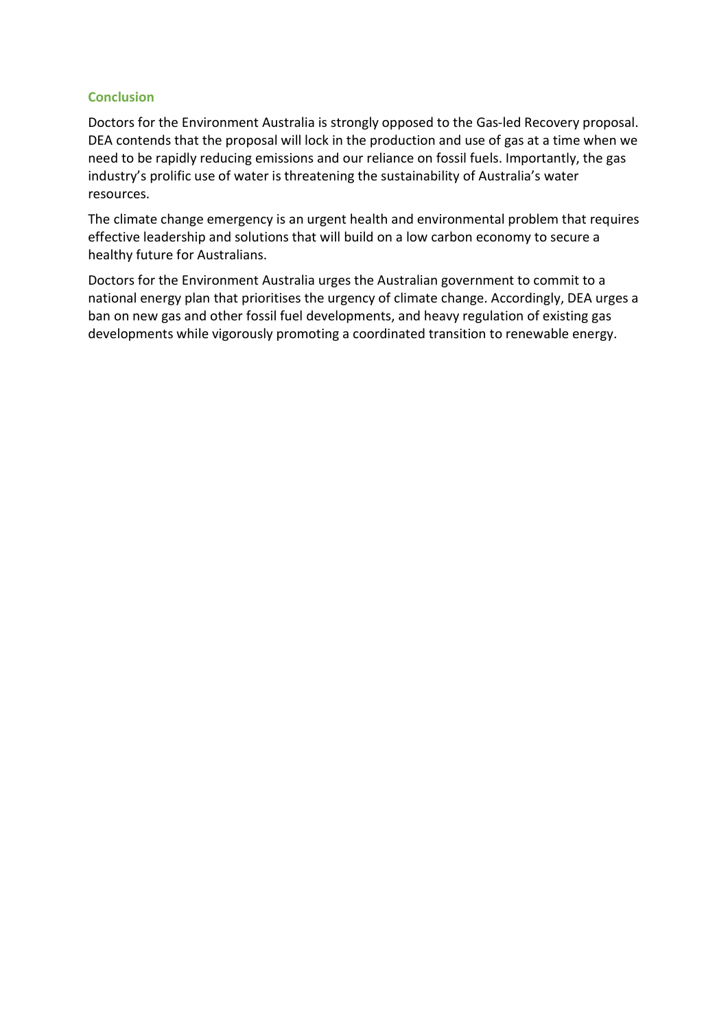## Conclusion

Doctors for the Environment Australia is strongly opposed to the Gas-led Recovery proposal. DEA contends that the proposal will lock in the production and use of gas at a time when we need to be rapidly reducing emissions and our reliance on fossil fuels. Importantly, the gas industry's prolific use of water is threatening the sustainability of Australia's water resources.

The climate change emergency is an urgent health and environmental problem that requires effective leadership and solutions that will build on a low carbon economy to secure a healthy future for Australians.

Doctors for the Environment Australia urges the Australian government to commit to a national energy plan that prioritises the urgency of climate change. Accordingly, DEA urges a ban on new gas and other fossil fuel developments, and heavy regulation of existing gas developments while vigorously promoting a coordinated transition to renewable energy.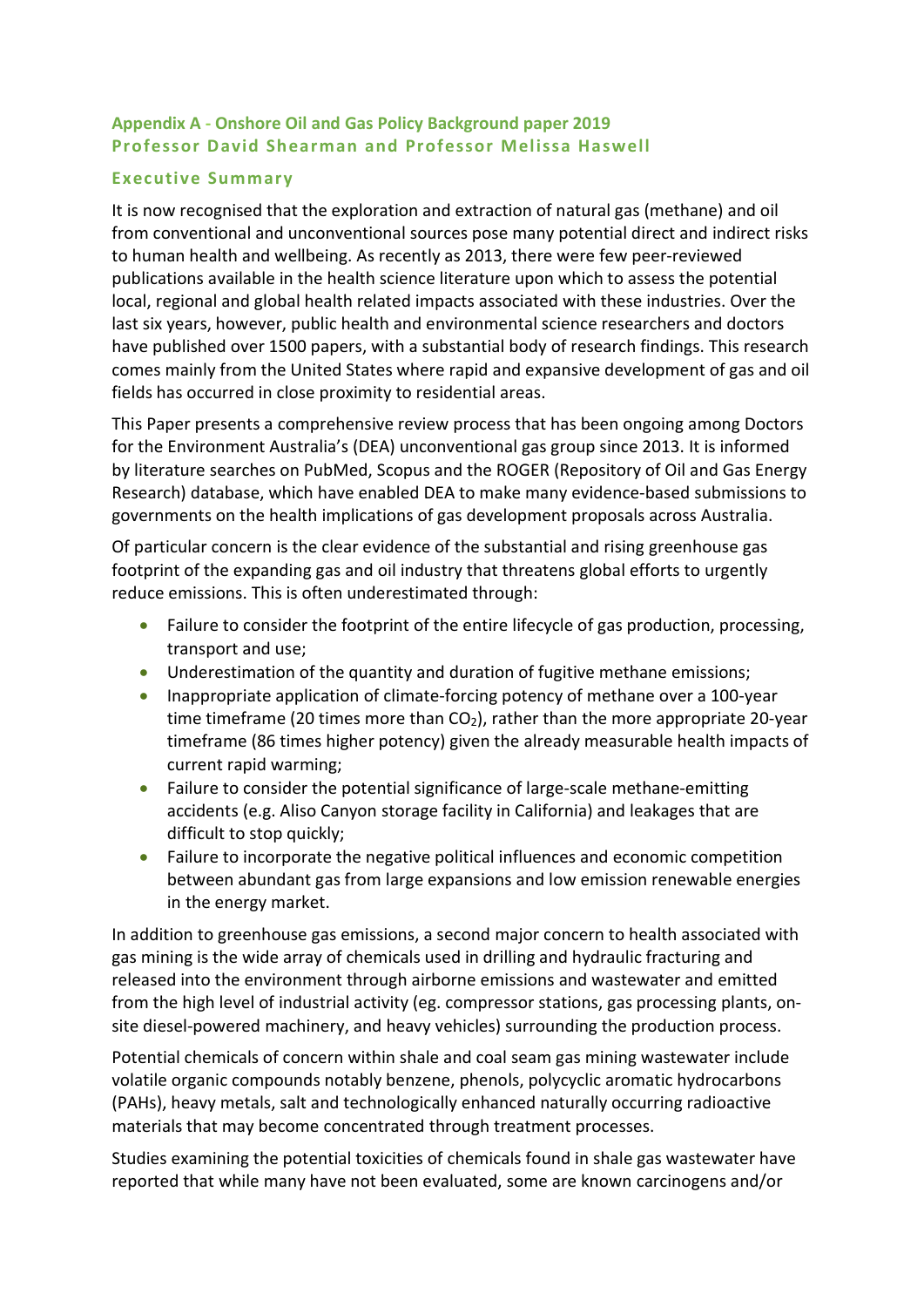## Appendix A - Onshore Oil and Gas Policy Background paper 2019
### Professor David Shearman and Professor Melissa Haswell

### Executive Summary

It is now recognised that the exploration and extraction of natural gas (methane) and oil from conventional and unconventional sources pose many potential direct and indirect risks to human health and wellbeing. As recently as 2013, there were few peer-reviewed publications available in the health science literature upon which to assess the potential local, regional and global health related impacts associated with these industries. Over the last six years, however, public health and environmental science researchers and doctors have published over 1500 papers, with a substantial body of research findings. This research comes mainly from the United States where rapid and expansive development of gas and oil fields has occurred in close proximity to residential areas.

This Paper presents a comprehensive review process that has been ongoing among Doctors for the Environment Australia's (DEA) unconventional gas group since 2013. It is informed by literature searches on PubMed, Scopus and the ROGER (Repository of Oil and Gas Energy Research) database, which have enabled DEA to make many evidence-based submissions to governments on the health implications of gas development proposals across Australia.

Of particular concern is the clear evidence of the substantial and rising greenhouse gas footprint of the expanding gas and oil industry that threatens global efforts to urgently reduce emissions. This is often underestimated through:

- Failure to consider the footprint of the entire lifecycle of gas production, processing, transport and use;
- Underestimation of the quantity and duration of fugitive methane emissions;
- Inappropriate application of climate-forcing potency of methane over a 100-year time timeframe (20 times more than $CO_2$), rather than the more appropriate 20-year timeframe (86 times higher potency) given the already measurable health impacts of current rapid warming;
- Failure to consider the potential significance of large-scale methane-emitting accidents (e.g. Aliso Canyon storage facility in California) and leakages that are difficult to stop quickly;
- Failure to incorporate the negative political influences and economic competition between abundant gas from large expansions and low emission renewable energies in the energy market.

In addition to greenhouse gas emissions, a second major concern to health associated with gas mining is the wide array of chemicals used in drilling and hydraulic fracturing and released into the environment through airborne emissions and wastewater and emitted from the high level of industrial activity (eg. compressor stations, gas processing plants, on-site diesel-powered machinery, and heavy vehicles) surrounding the production process.

Potential chemicals of concern within shale and coal seam gas mining wastewater include volatile organic compounds notably benzene, phenols, polycyclic aromatic hydrocarbons (PAHs), heavy metals, salt and technologically enhanced naturally occurring radioactive materials that may become concentrated through treatment processes.

Studies examining the potential toxicities of chemicals found in shale gas wastewater have reported that while many have not been evaluated, some are known carcinogens and/or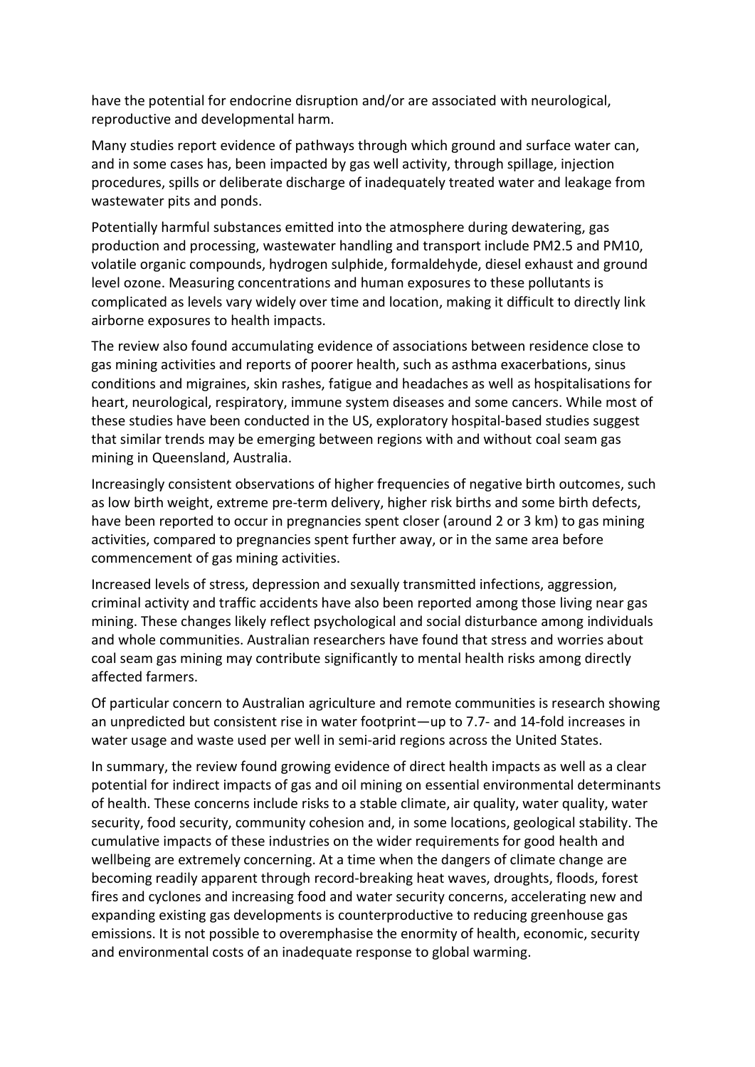have the potential for endocrine disruption and/or are associated with neurological, reproductive and developmental harm.

Many studies report evidence of pathways through which ground and surface water can, and in some cases has, been impacted by gas well activity, through spillage, injection procedures, spills or deliberate discharge of inadequately treated water and leakage from wastewater pits and ponds.

Potentially harmful substances emitted into the atmosphere during dewatering, gas production and processing, wastewater handling and transport include PM2.5 and PM10, volatile organic compounds, hydrogen sulphide, formaldehyde, diesel exhaust and ground level ozone. Measuring concentrations and human exposures to these pollutants is complicated as levels vary widely over time and location, making it difficult to directly link airborne exposures to health impacts.

The review also found accumulating evidence of associations between residence close to gas mining activities and reports of poorer health, such as asthma exacerbations, sinus conditions and migraines, skin rashes, fatigue and headaches as well as hospitalisations for heart, neurological, respiratory, immune system diseases and some cancers. While most of these studies have been conducted in the US, exploratory hospital-based studies suggest that similar trends may be emerging between regions with and without coal seam gas mining in Queensland, Australia.

Increasingly consistent observations of higher frequencies of negative birth outcomes, such as low birth weight, extreme pre-term delivery, higher risk births and some birth defects, have been reported to occur in pregnancies spent closer (around 2 or 3 km) to gas mining activities, compared to pregnancies spent further away, or in the same area before commencement of gas mining activities.

Increased levels of stress, depression and sexually transmitted infections, aggression, criminal activity and traffic accidents have also been reported among those living near gas mining. These changes likely reflect psychological and social disturbance among individuals and whole communities. Australian researchers have found that stress and worries about coal seam gas mining may contribute significantly to mental health risks among directly affected farmers.

Of particular concern to Australian agriculture and remote communities is research showing an unpredicted but consistent rise in water footprint—up to 7.7- and 14-fold increases in water usage and waste used per well in semi-arid regions across the United States.

In summary, the review found growing evidence of direct health impacts as well as a clear potential for indirect impacts of gas and oil mining on essential environmental determinants of health. These concerns include risks to a stable climate, air quality, water quality, water security, food security, community cohesion and, in some locations, geological stability. The cumulative impacts of these industries on the wider requirements for good health and wellbeing are extremely concerning. At a time when the dangers of climate change are becoming readily apparent through record-breaking heat waves, droughts, floods, forest fires and cyclones and increasing food and water security concerns, accelerating new and expanding existing gas developments is counterproductive to reducing greenhouse gas emissions. It is not possible to overemphasise the enormity of health, economic, security and environmental costs of an inadequate response to global warming.